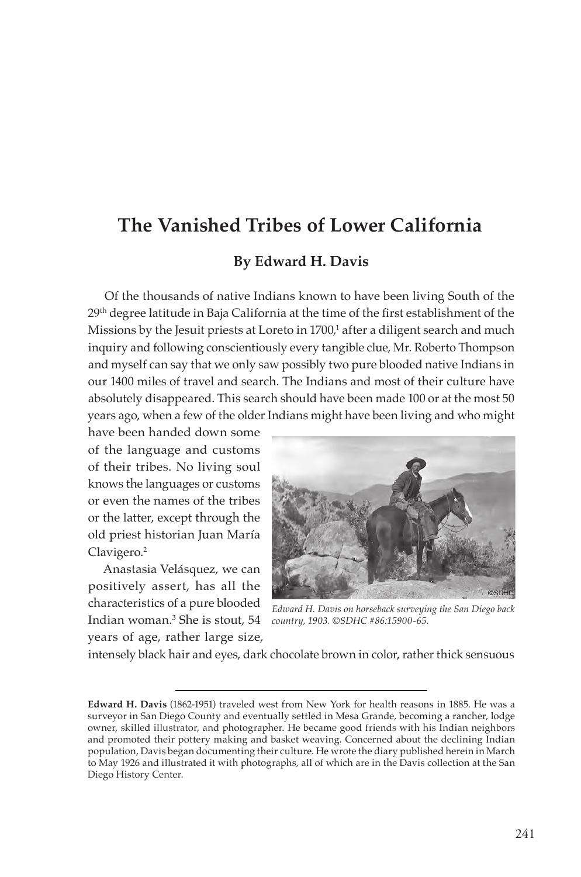# The Vanished Tribes of Lower California

### By Edward H. Davis

Of the thousands of native Indians known to have been living South of the 29th degree latitude in Baja California at the time of the first establishment of the Missions by the Jesuit priests at Loreto in 1700,[1] after a diligent search and much inquiry and following conscientiously every tangible clue, Mr. Roberto Thompson and myself can say that we only saw possibly two pure blooded native Indians in our 1400 miles of travel and search. The Indians and most of their culture have absolutely disappeared. This search should have been made 100 or at the most 50 years ago, when a few of the older Indians might have been living and who might have been handed down some of the language and customs of their tribes. No living soul knows the languages or customs or even the names of the tribes or the latter, except through the old priest historian Juan María Clavigero.[2]

*Edward H. Davis on horseback surveying the San Diego back country, 1903. ©SDHC #86:15900-65.*

Anastasia Velásquez, we can positively assert, has all the characteristics of a pure blooded Indian woman.[3] She is stout, 54 years of age, rather large size, intensely black hair and eyes, dark chocolate brown in color, rather thick sensuous

---

**Edward H. Davis** (1862-1951) traveled west from New York for health reasons in 1885. He was a surveyor in San Diego County and eventually settled in Mesa Grande, becoming a rancher, lodge owner, skilled illustrator, and photographer. He became good friends with his Indian neighbors and promoted their pottery making and basket weaving. Concerned about the declining Indian population, Davis began documenting their culture. He wrote the diary published herein in March to May 1926 and illustrated it with photographs, all of which are in the Davis collection at the San Diego History Center.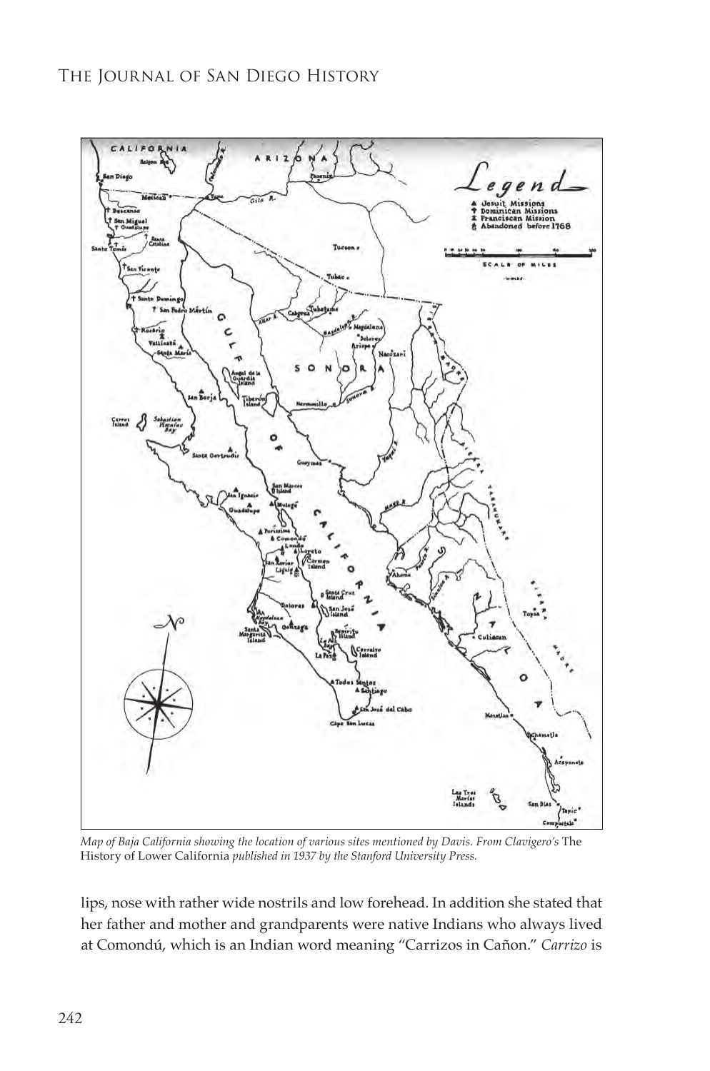*Map of Baja California showing the location of various sites mentioned by Davis. From Clavigero's* The History of Lower California *published in 1937 by the Stanford University Press.*

lips, nose with rather wide nostrils and low forehead. In addition she stated that her father and mother and grandparents were native Indians who always lived at Comondú, which is an Indian word meaning "Carrizos in Cañon." *Carrizo* is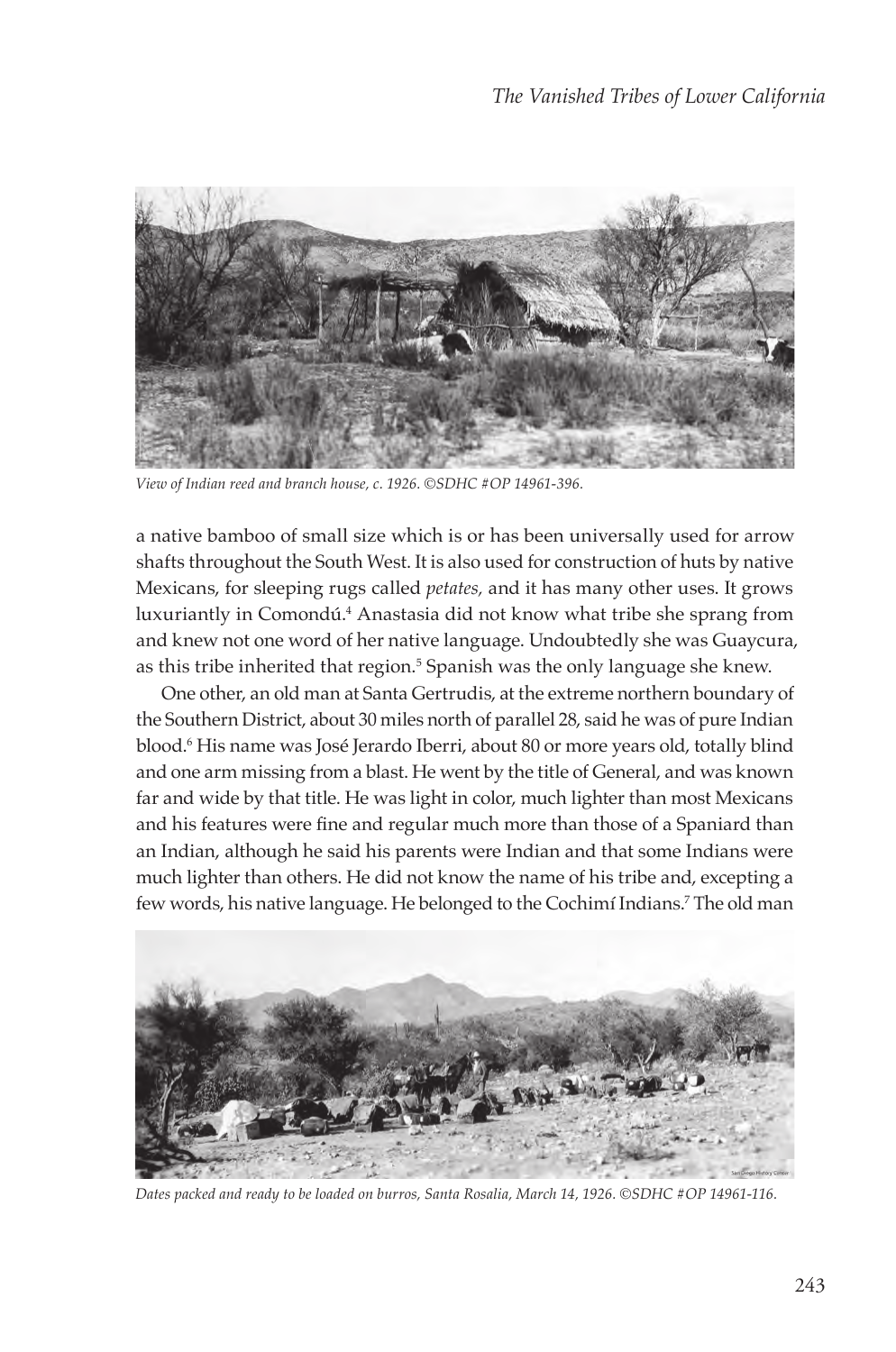View of Indian reed and branch house, c. 1926. ©SDHC #OP 14961-396.

a native bamboo of small size which is or has been universally used for arrow shafts throughout the South West. It is also used for construction of huts by native Mexicans, for sleeping rugs called *petates,* and it has many other uses. It grows luxuriantly in Comondú.[4] Anastasia did not know what tribe she sprang from and knew not one word of her native language. Undoubtedly she was Guaycura, as this tribe inherited that region.[5] Spanish was the only language she knew.

One other, an old man at Santa Gertrudis, at the extreme northern boundary of the Southern District, about 30 miles north of parallel 28, said he was of pure Indian blood.[6] His name was José Jerardo Iberri, about 80 or more years old, totally blind and one arm missing from a blast. He went by the title of General, and was known far and wide by that title. He was light in color, much lighter than most Mexicans and his features were fine and regular much more than those of a Spaniard than an Indian, although he said his parents were Indian and that some Indians were much lighter than others. He did not know the name of his tribe and, excepting a few words, his native language. He belonged to the Cochimí Indians.[7] The old man

Dates packed and ready to be loaded on burros, Santa Rosalia, March 14, 1926. ©SDHC #OP 14961-116.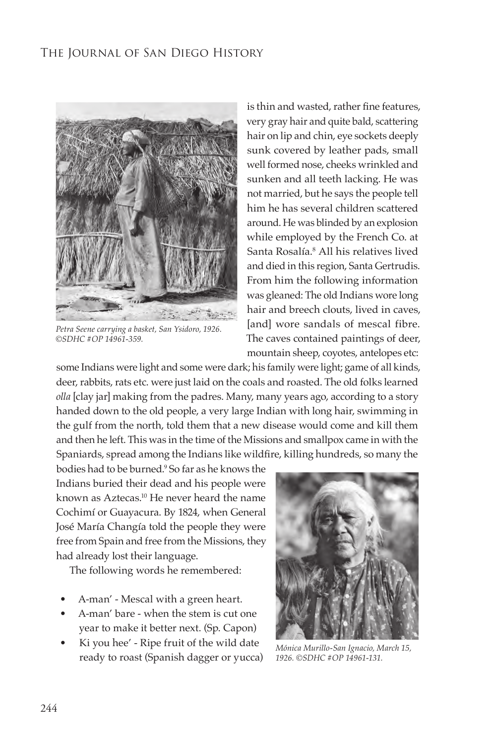Petra Seene carrying a basket, San Ysidoro, 1926. ©SDHC #OP 14961-359.

is thin and wasted, rather fine features, very gray hair and quite bald, scattering hair on lip and chin, eye sockets deeply sunk covered by leather pads, small well formed nose, cheeks wrinkled and sunken and all teeth lacking. He was not married, but he says the people tell him he has several children scattered around. He was blinded by an explosion while employed by the French Co. at Santa Rosalía.[8] All his relatives lived and died in this region, Santa Gertrudis. From him the following information was gleaned: The old Indians wore long hair and breech clouts, lived in caves, [and] wore sandals of mescal fibre. The caves contained paintings of deer, mountain sheep, coyotes, antelopes etc: some Indians were light and some were dark; his family were light; game of all kinds, deer, rabbits, rats etc. were just laid on the coals and roasted. The old folks learned *olla* [clay jar] making from the padres. Many, many years ago, according to a story handed down to the old people, a very large Indian with long hair, swimming in the gulf from the north, told them that a new disease would come and kill them and then he left. This was in the time of the Missions and smallpox came in with the Spaniards, spread among the Indians like wildfire, killing hundreds, so many the bodies had to be burned.[9] So far as he knows the Indians buried their dead and his people were known as Aztecas.[10] He never heard the name Cochimí or Guayacura. By 1824, when General José María Changía told the people they were free from Spain and free from the Missions, they had already lost their language.

The following words he remembered:

- A-man' - Mescal with a green heart.
- A-man' bare - when the stem is cut one year to make it better next. (Sp. Capon)
- Ki you hee' - Ripe fruit of the wild date ready to roast (Spanish dagger or yucca)

Mónica Murillo-San Ignacio, March 15, 1926. ©SDHC #OP 14961-131.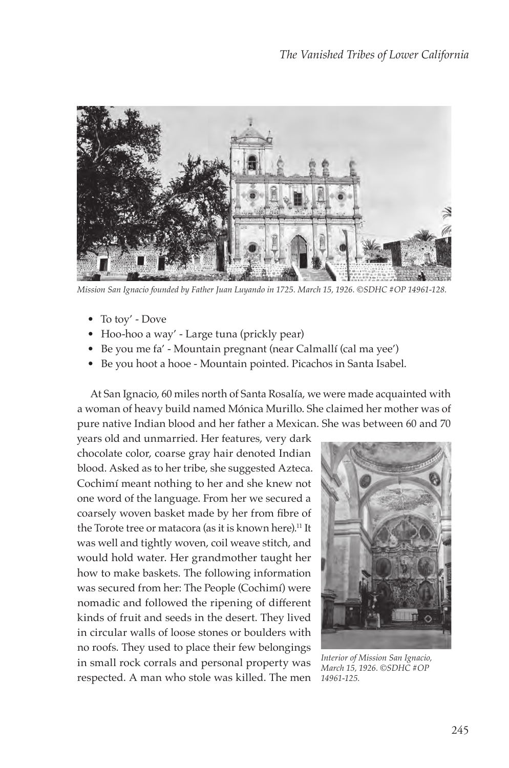*Mission San Ignacio founded by Father Juan Luyando in 1725. March 15, 1926. ©SDHC #OP 14961-128.*

- To toy' - Dove
- Hoo-hoo a way' - Large tuna (prickly pear)
- Be you me fa' - Mountain pregnant (near Calmallí (cal ma yee')
- Be you hoot a hooe - Mountain pointed. Picachos in Santa Isabel.

At San Ignacio, 60 miles north of Santa Rosalía, we were made acquainted with a woman of heavy build named Mónica Murillo. She claimed her mother was of pure native Indian blood and her father a Mexican. She was between 60 and 70 years old and unmarried. Her features, very dark chocolate color, coarse gray hair denoted Indian blood. Asked as to her tribe, she suggested Azteca. Cochimí meant nothing to her and she knew not one word of the language. From her we secured a coarsely woven basket made by her from fibre of the Torote tree or matacora (as it is known here).[11] It was well and tightly woven, coil weave stitch, and would hold water. Her grandmother taught her how to make baskets. The following information was secured from her: The People (Cochimí) were nomadic and followed the ripening of different kinds of fruit and seeds in the desert. They lived in circular walls of loose stones or boulders with no roofs. They used to place their few belongings in small rock corrals and personal property was respected. A man who stole was killed. The men

*Interior of Mission San Ignacio, March 15, 1926. ©SDHC #OP 14961-125.*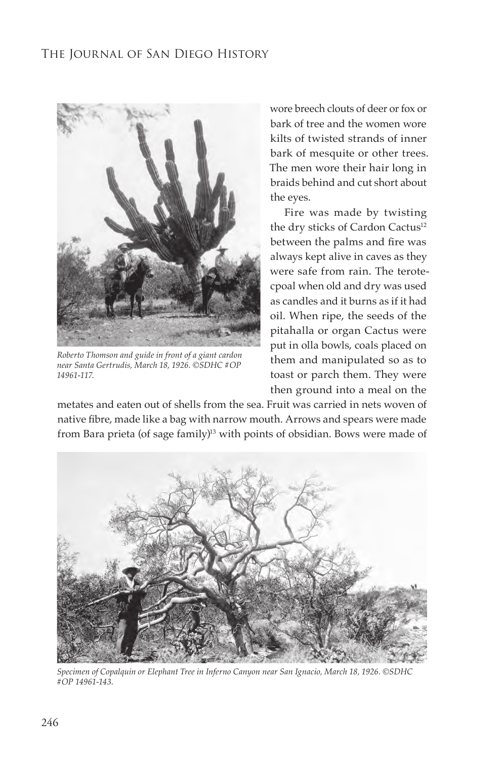Roberto Thomson and guide in front of a giant cardon near Santa Gertrudis, March 18, 1926. ©SDHC #OP 14961-117.

wore breech clouts of deer or fox or bark of tree and the women wore kilts of twisted strands of inner bark of mesquite or other trees. The men wore their hair long in braids behind and cut short about the eyes.

Fire was made by twisting the dry sticks of Cardon Cactus[12] between the palms and fire was always kept alive in caves as they were safe from rain. The terotecpoal when old and dry was used as candles and it burns as if it had oil. When ripe, the seeds of the pitahalla or organ Cactus were put in olla bowls, coals placed on them and manipulated so as to toast or parch them. They were then ground into a meal on the metates and eaten out of shells from the sea. Fruit was carried in nets woven of native fibre, made like a bag with narrow mouth. Arrows and spears were made from Bara prieta (of sage family)[13] with points of obsidian. Bows were made of

*Specimen of Copalquin or Elephant Tree in Inferno Canyon near San Ignacio, March 18, 1926. ©SDHC #OP 14961-143.*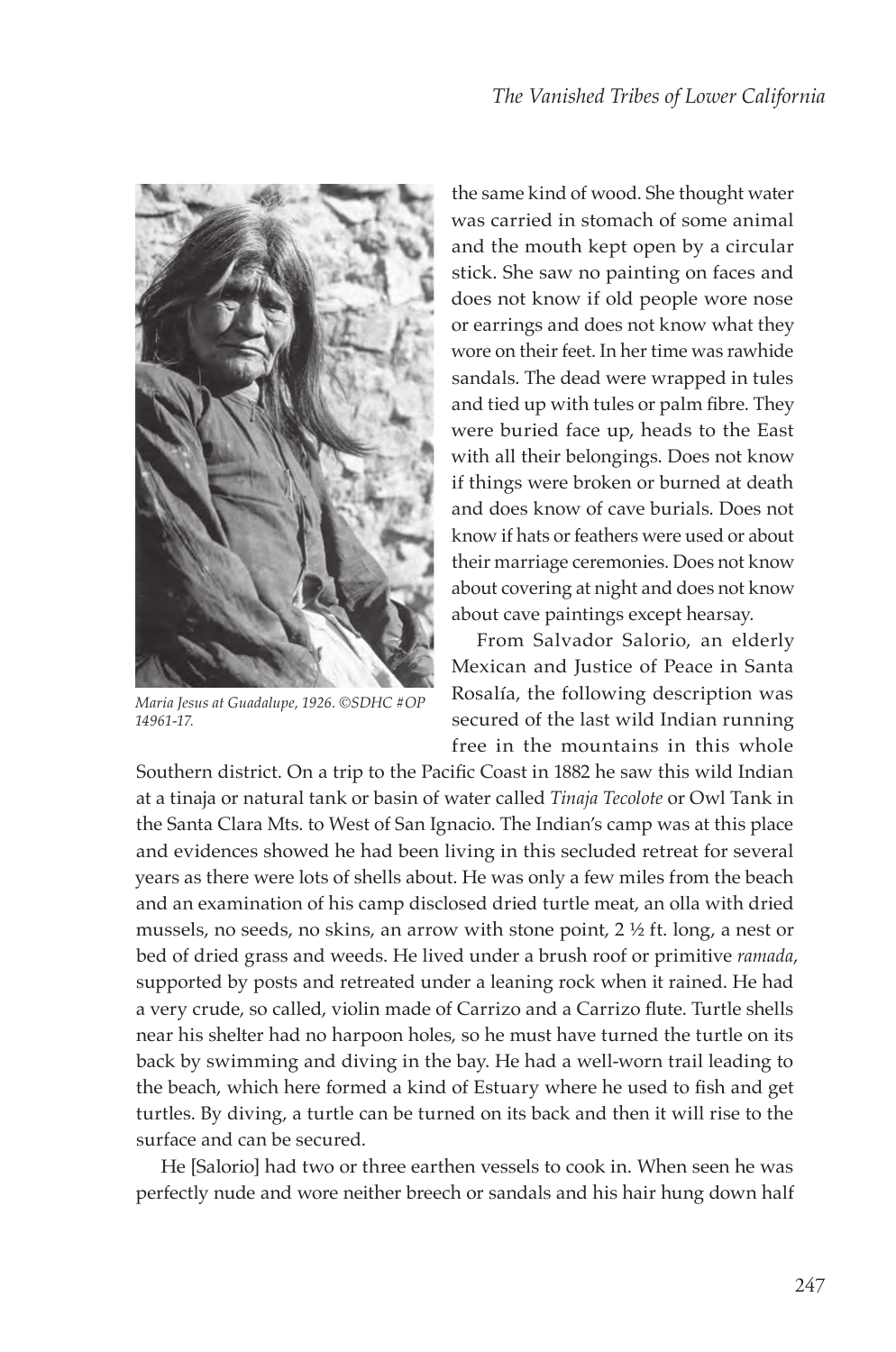the same kind of wood. She thought water was carried in stomach of some animal and the mouth kept open by a circular stick. She saw no painting on faces and does not know if old people wore nose or earrings and does not know what they wore on their feet. In her time was rawhide sandals. The dead were wrapped in tules and tied up with tules or palm fibre. They were buried face up, heads to the East with all their belongings. Does not know if things were broken or burned at death and does know of cave burials. Does not know if hats or feathers were used or about their marriage ceremonies. Does not know about covering at night and does not know about cave paintings except hearsay.

*Maria Jesus at Guadalupe, 1926. ©SDHC #OP 14961-17.*

From Salvador Salorio, an elderly Mexican and Justice of Peace in Santa Rosalía, the following description was secured of the last wild Indian running free in the mountains in this whole Southern district. On a trip to the Pacific Coast in 1882 he saw this wild Indian at a tinaja or natural tank or basin of water called *Tinaja Tecolote* or Owl Tank in the Santa Clara Mts. to West of San Ignacio. The Indian's camp was at this place and evidences showed he had been living in this secluded retreat for several years as there were lots of shells about. He was only a few miles from the beach and an examination of his camp disclosed dried turtle meat, an olla with dried mussels, no seeds, no skins, an arrow with stone point, 2 ½ ft. long, a nest or bed of dried grass and weeds. He lived under a brush roof or primitive *ramada*, supported by posts and retreated under a leaning rock when it rained. He had a very crude, so called, violin made of Carrizo and a Carrizo flute. Turtle shells near his shelter had no harpoon holes, so he must have turned the turtle on its back by swimming and diving in the bay. He had a well-worn trail leading to the beach, which here formed a kind of Estuary where he used to fish and get turtles. By diving, a turtle can be turned on its back and then it will rise to the surface and can be secured.

He [Salorio] had two or three earthen vessels to cook in. When seen he was perfectly nude and wore neither breech or sandals and his hair hung down half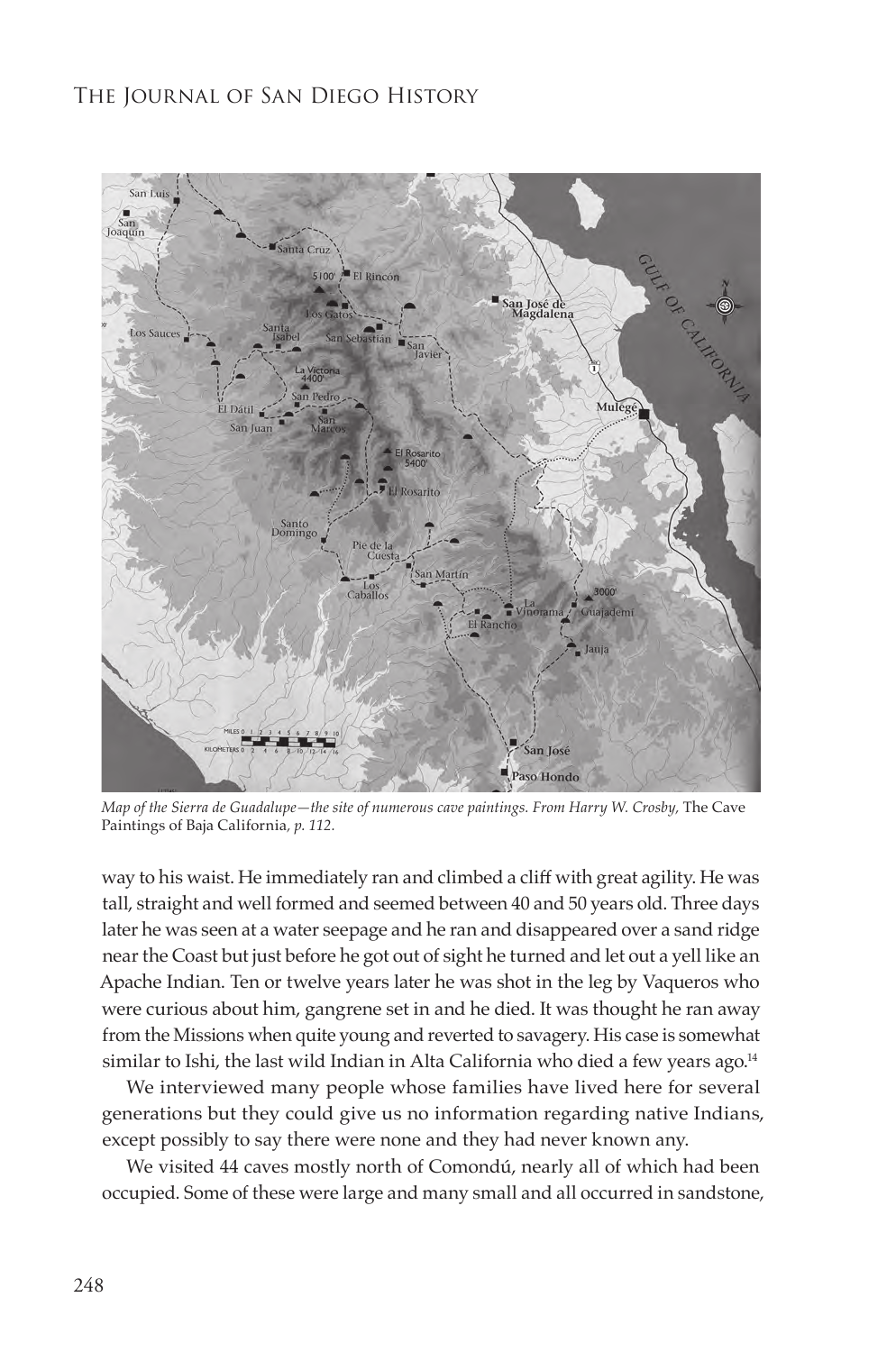*Map of the Sierra de Guadalupe—the site of numerous cave paintings. From Harry W. Crosby,* The Cave Paintings of Baja California*, p. 112.*

way to his waist. He immediately ran and climbed a cliff with great agility. He was tall, straight and well formed and seemed between 40 and 50 years old. Three days later he was seen at a water seepage and he ran and disappeared over a sand ridge near the Coast but just before he got out of sight he turned and let out a yell like an Apache Indian. Ten or twelve years later he was shot in the leg by Vaqueros who were curious about him, gangrene set in and he died. It was thought he ran away from the Missions when quite young and reverted to savagery. His case is somewhat similar to Ishi, the last wild Indian in Alta California who died a few years ago.[14]

We interviewed many people whose families have lived here for several generations but they could give us no information regarding native Indians, except possibly to say there were none and they had never known any.

We visited 44 caves mostly north of Comondú, nearly all of which had been occupied. Some of these were large and many small and all occurred in sandstone,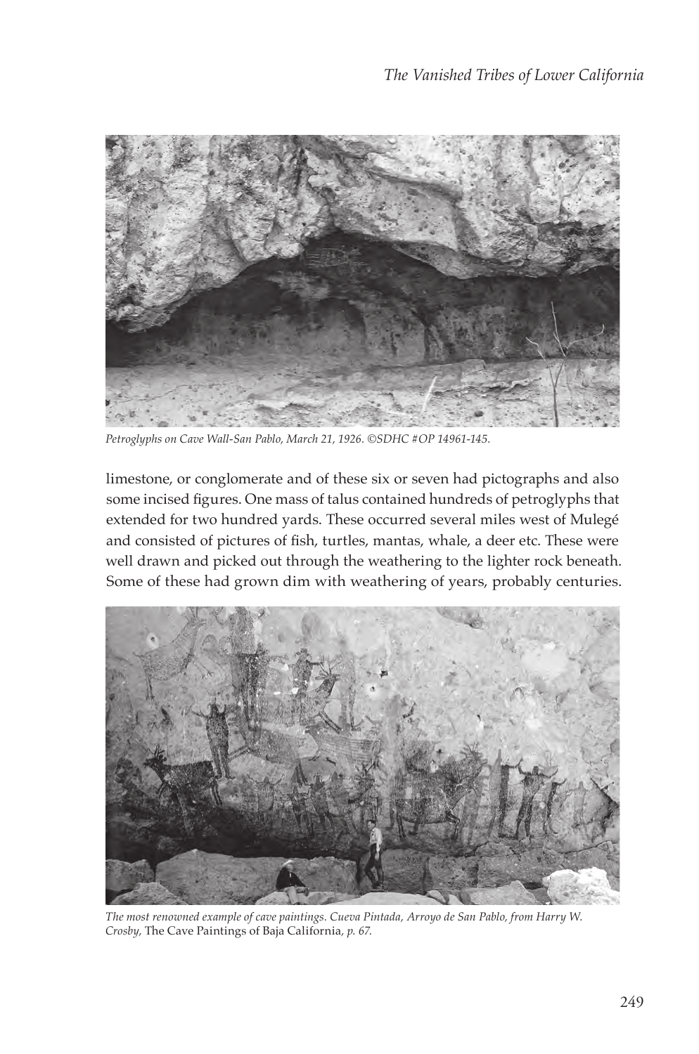*Petroglyphs on Cave Wall-San Pablo, March 21, 1926. ©SDHC #OP 14961-145.*

limestone, or conglomerate and of these six or seven had pictographs and also some incised figures. One mass of talus contained hundreds of petroglyphs that extended for two hundred yards. These occurred several miles west of Mulegé and consisted of pictures of fish, turtles, mantas, whale, a deer etc. These were well drawn and picked out through the weathering to the lighter rock beneath. Some of these had grown dim with weathering of years, probably centuries.

*The most renowned example of cave paintings. Cueva Pintada, Arroyo de San Pablo, from Harry W. Crosby,* The Cave Paintings of Baja California, *p. 67.*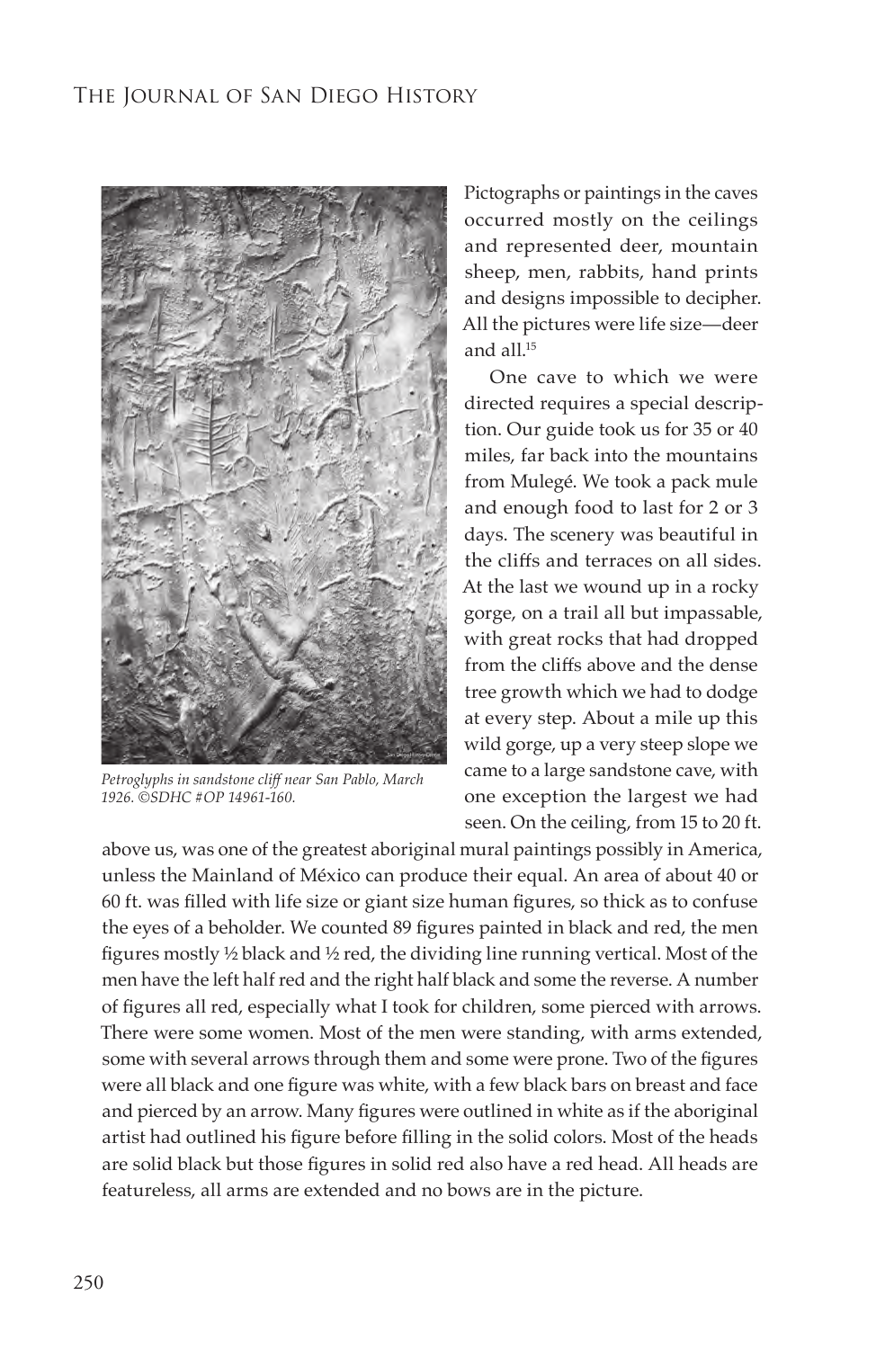Petroglyphs in sandstone cliff near San Pablo, March 1926. ©SDHC #OP 14961-160.

Pictographs or paintings in the caves occurred mostly on the ceilings and represented deer, mountain sheep, men, rabbits, hand prints and designs impossible to decipher. All the pictures were life size—deer and all.[15]

One cave to which we were directed requires a special description. Our guide took us for 35 or 40 miles, far back into the mountains from Mulegé. We took a pack mule and enough food to last for 2 or 3 days. The scenery was beautiful in the cliffs and terraces on all sides. At the last we wound up in a rocky gorge, on a trail all but impassable, with great rocks that had dropped from the cliffs above and the dense tree growth which we had to dodge at every step. About a mile up this wild gorge, up a very steep slope we came to a large sandstone cave, with one exception the largest we had seen. On the ceiling, from 15 to 20 ft. above us, was one of the greatest aboriginal mural paintings possibly in America, unless the Mainland of México can produce their equal. An area of about 40 or 60 ft. was filled with life size or giant size human figures, so thick as to confuse the eyes of a beholder. We counted 89 figures painted in black and red, the men figures mostly ½ black and ½ red, the dividing line running vertical. Most of the men have the left half red and the right half black and some the reverse. A number of figures all red, especially what I took for children, some pierced with arrows. There were some women. Most of the men were standing, with arms extended, some with several arrows through them and some were prone. Two of the figures were all black and one figure was white, with a few black bars on breast and face and pierced by an arrow. Many figures were outlined in white as if the aboriginal artist had outlined his figure before filling in the solid colors. Most of the heads are solid black but those figures in solid red also have a red head. All heads are featureless, all arms are extended and no bows are in the picture.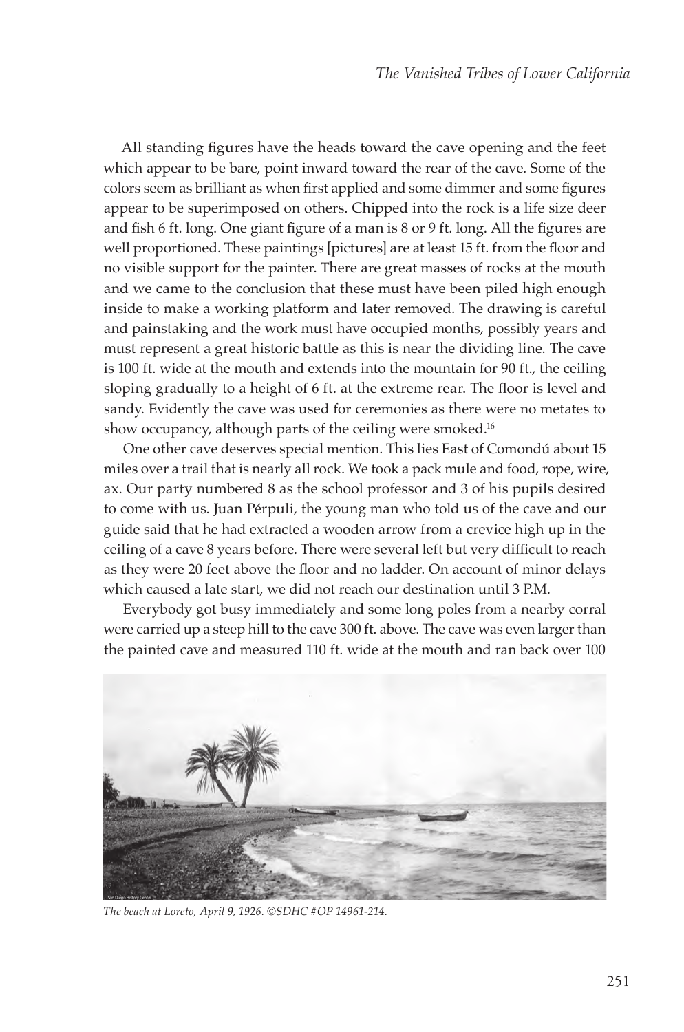All standing figures have the heads toward the cave opening and the feet which appear to be bare, point inward toward the rear of the cave. Some of the colors seem as brilliant as when first applied and some dimmer and some figures appear to be superimposed on others. Chipped into the rock is a life size deer and fish 6 ft. long. One giant figure of a man is 8 or 9 ft. long. All the figures are well proportioned. These paintings [pictures] are at least 15 ft. from the floor and no visible support for the painter. There are great masses of rocks at the mouth and we came to the conclusion that these must have been piled high enough inside to make a working platform and later removed. The drawing is careful and painstaking and the work must have occupied months, possibly years and must represent a great historic battle as this is near the dividing line. The cave is 100 ft. wide at the mouth and extends into the mountain for 90 ft., the ceiling sloping gradually to a height of 6 ft. at the extreme rear. The floor is level and sandy. Evidently the cave was used for ceremonies as there were no metates to show occupancy, although parts of the ceiling were smoked.[16]

One other cave deserves special mention. This lies East of Comondú about 15 miles over a trail that is nearly all rock. We took a pack mule and food, rope, wire, ax. Our party numbered 8 as the school professor and 3 of his pupils desired to come with us. Juan Pérpuli, the young man who told us of the cave and our guide said that he had extracted a wooden arrow from a crevice high up in the ceiling of a cave 8 years before. There were several left but very difficult to reach as they were 20 feet above the floor and no ladder. On account of minor delays which caused a late start, we did not reach our destination until 3 P.M.

Everybody got busy immediately and some long poles from a nearby corral were carried up a steep hill to the cave 300 ft. above. The cave was even larger than the painted cave and measured 110 ft. wide at the mouth and ran back over 100

*The beach at Loreto, April 9, 1926. ©SDHC #OP 14961-214.*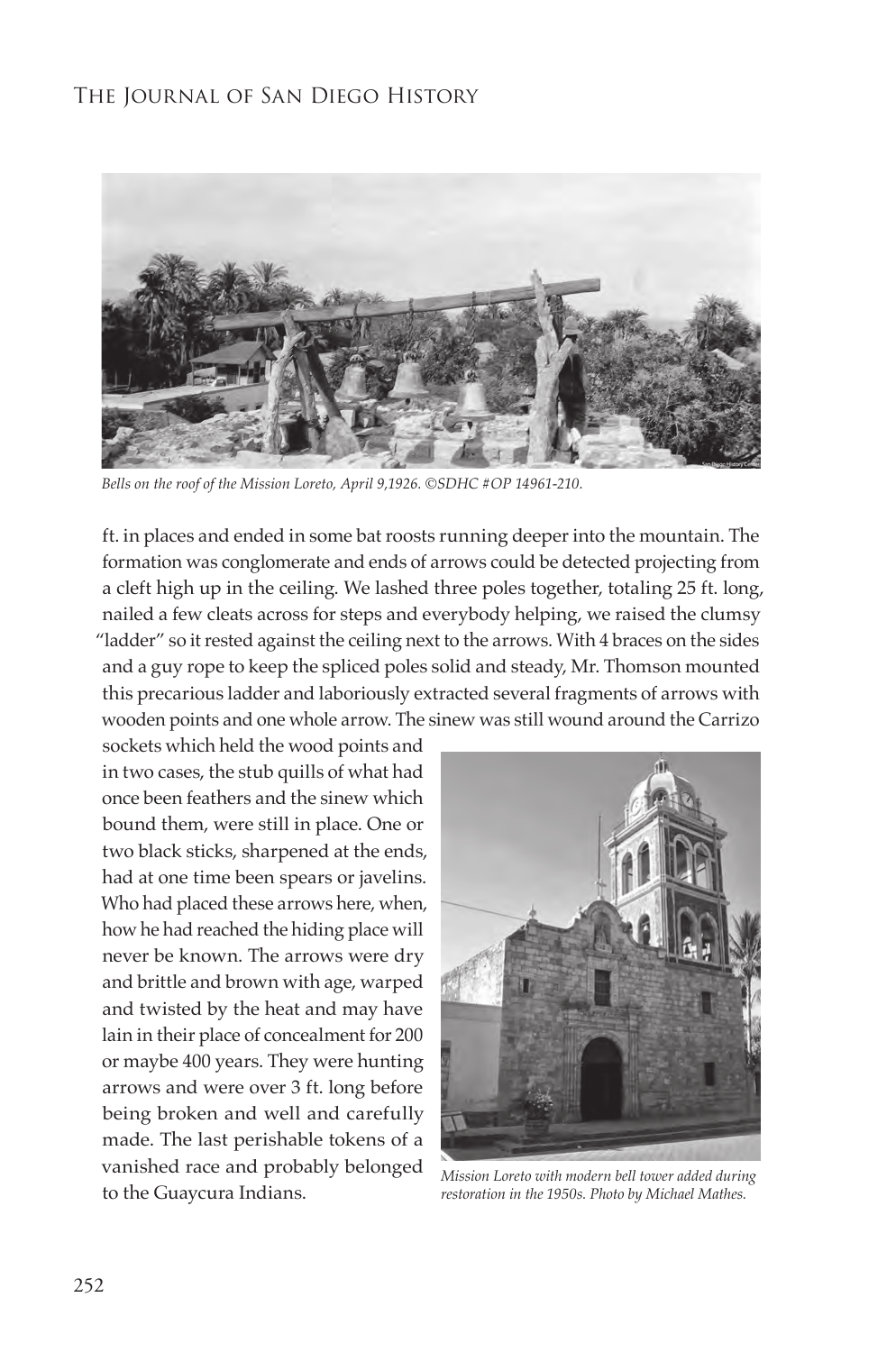*Bells on the roof of the Mission Loreto, April 9,1926. ©SDHC #OP 14961-210.*

ft. in places and ended in some bat roosts running deeper into the mountain. The formation was conglomerate and ends of arrows could be detected projecting from a cleft high up in the ceiling. We lashed three poles together, totaling 25 ft. long, nailed a few cleats across for steps and everybody helping, we raised the clumsy "ladder" so it rested against the ceiling next to the arrows. With 4 braces on the sides and a guy rope to keep the spliced poles solid and steady, Mr. Thomson mounted this precarious ladder and laboriously extracted several fragments of arrows with wooden points and one whole arrow. The sinew was still wound around the Carrizo sockets which held the wood points and in two cases, the stub quills of what had once been feathers and the sinew which bound them, were still in place. One or two black sticks, sharpened at the ends, had at one time been spears or javelins. Who had placed these arrows here, when, how he had reached the hiding place will never be known. The arrows were dry and brittle and brown with age, warped and twisted by the heat and may have lain in their place of concealment for 200 or maybe 400 years. They were hunting arrows and were over 3 ft. long before being broken and well and carefully made. The last perishable tokens of a vanished race and probably belonged to the Guaycura Indians.

*Mission Loreto with modern bell tower added during restoration in the 1950s. Photo by Michael Mathes.*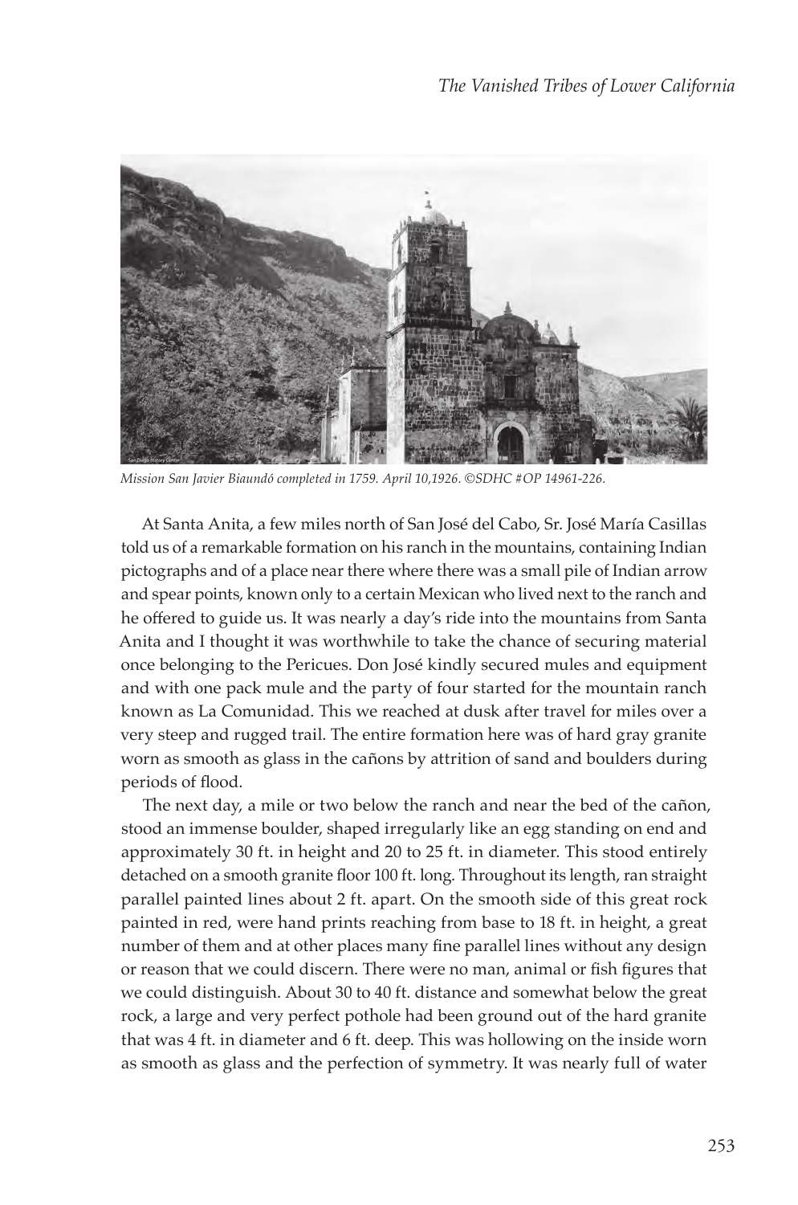*Mission San Javier Biaundó completed in 1759. April 10,1926. ©SDHC #OP 14961-226.*

At Santa Anita, a few miles north of San José del Cabo, Sr. José María Casillas told us of a remarkable formation on his ranch in the mountains, containing Indian pictographs and of a place near there where there was a small pile of Indian arrow and spear points, known only to a certain Mexican who lived next to the ranch and he offered to guide us. It was nearly a day's ride into the mountains from Santa Anita and I thought it was worthwhile to take the chance of securing material once belonging to the Pericues. Don José kindly secured mules and equipment and with one pack mule and the party of four started for the mountain ranch known as La Comunidad. This we reached at dusk after travel for miles over a very steep and rugged trail. The entire formation here was of hard gray granite worn as smooth as glass in the cañons by attrition of sand and boulders during periods of flood.

The next day, a mile or two below the ranch and near the bed of the cañon, stood an immense boulder, shaped irregularly like an egg standing on end and approximately 30 ft. in height and 20 to 25 ft. in diameter. This stood entirely detached on a smooth granite floor 100 ft. long. Throughout its length, ran straight parallel painted lines about 2 ft. apart. On the smooth side of this great rock painted in red, were hand prints reaching from base to 18 ft. in height, a great number of them and at other places many fine parallel lines without any design or reason that we could discern. There were no man, animal or fish figures that we could distinguish. About 30 to 40 ft. distance and somewhat below the great rock, a large and very perfect pothole had been ground out of the hard granite that was 4 ft. in diameter and 6 ft. deep. This was hollowing on the inside worn as smooth as glass and the perfection of symmetry. It was nearly full of water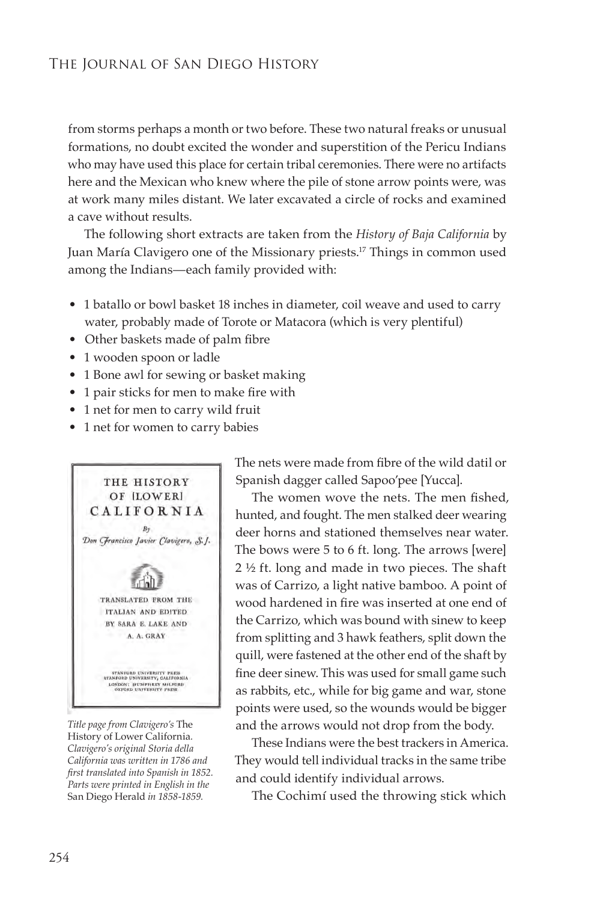from storms perhaps a month or two before. These two natural freaks or unusual formations, no doubt excited the wonder and superstition of the Pericu Indians who may have used this place for certain tribal ceremonies. There were no artifacts here and the Mexican who knew where the pile of stone arrow points were, was at work many miles distant. We later excavated a circle of rocks and examined a cave without results.

The following short extracts are taken from the *History of Baja California* by Juan María Clavigero one of the Missionary priests.[17] Things in common used among the Indians—each family provided with:

- 1 batallo or bowl basket 18 inches in diameter, coil weave and used to carry water, probably made of Torote or Matacora (which is very plentiful)
- Other baskets made of palm fibre
- 1 wooden spoon or ladle
- 1 Bone awl for sewing or basket making
- 1 pair sticks for men to make fire with
- 1 net for men to carry wild fruit
- 1 net for women to carry babies

THE HISTORY OF [LOWER] CALIFORNIA

By Don Francisco Javier Clavigero, S.J.

TRANSLATED FROM THE ITALIAN AND EDITED BY SARA E. LAKE AND A. A. GRAY

STANFORD UNIVERSITY PRESS
STANFORD UNIVERSITY, CALIFORNIA
LONDON: HUMPHREY MILFORD
OXFORD UNIVERSITY PRESS

*Title page from Clavigero's* The History of Lower California. *Clavigero's original Storia della California was written in 1786 and first translated into Spanish in 1852. Parts were printed in English in the* San Diego Herald *in 1858-1859.*

The nets were made from fibre of the wild datil or Spanish dagger called Sapoo'pee [Yucca].

The women wove the nets. The men fished, hunted, and fought. The men stalked deer wearing deer horns and stationed themselves near water. The bows were 5 to 6 ft. long. The arrows [were] 2 ½ ft. long and made in two pieces. The shaft was of Carrizo, a light native bamboo. A point of wood hardened in fire was inserted at one end of the Carrizo, which was bound with sinew to keep from splitting and 3 hawk feathers, split down the quill, were fastened at the other end of the shaft by fine deer sinew. This was used for small game such as rabbits, etc., while for big game and war, stone points were used, so the wounds would be bigger and the arrows would not drop from the body.

These Indians were the best trackers in America. They would tell individual tracks in the same tribe and could identify individual arrows.

The Cochimí used the throwing stick which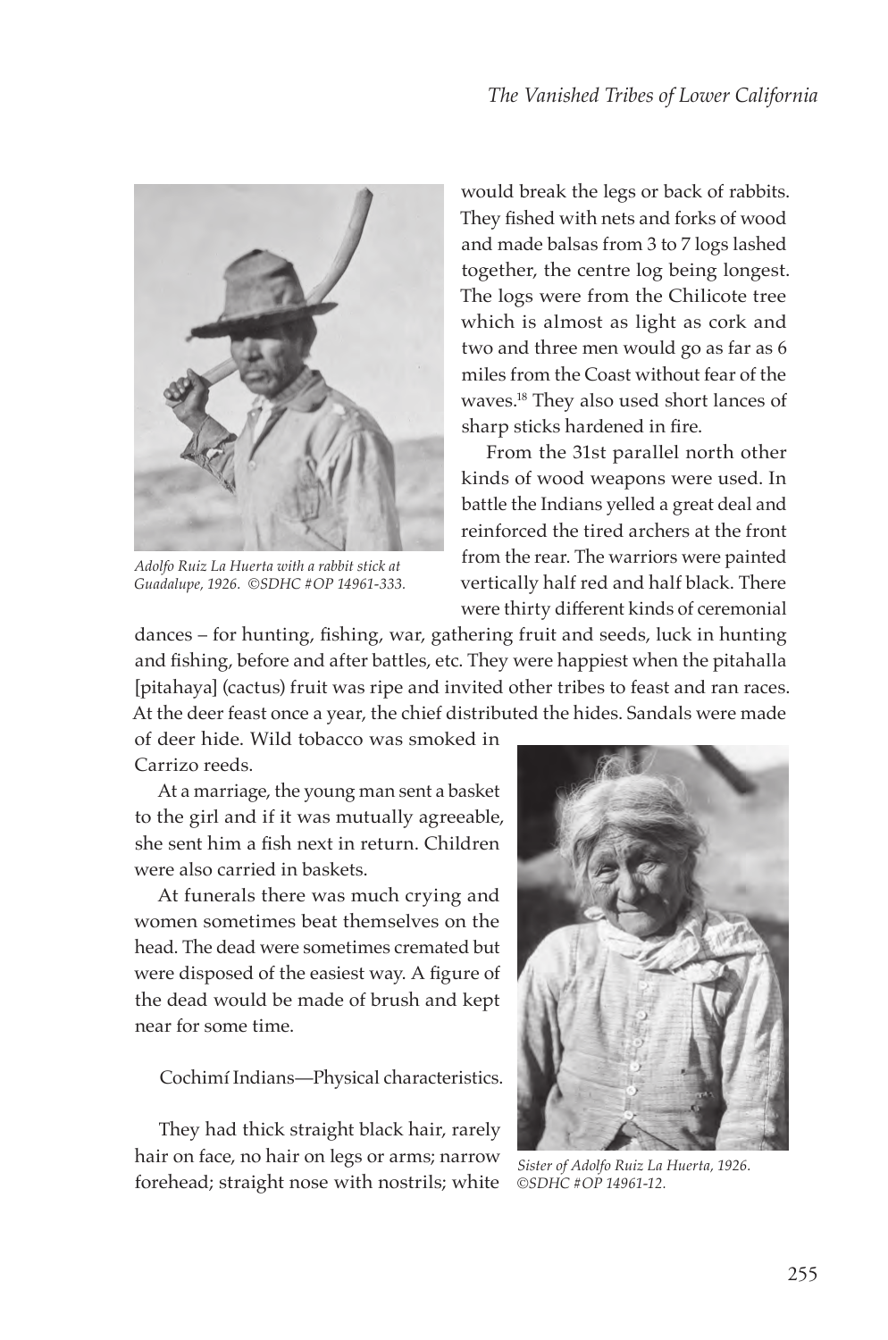would break the legs or back of rabbits. They fished with nets and forks of wood and made balsas from 3 to 7 logs lashed together, the centre log being longest. The logs were from the Chilicote tree which is almost as light as cork and two and three men would go as far as 6 miles from the Coast without fear of the waves.[18] They also used short lances of sharp sticks hardened in fire.

*Adolfo Ruiz La Huerta with a rabbit stick at Guadalupe, 1926. ©SDHC #OP 14961-333.*

From the 31st parallel north other kinds of wood weapons were used. In battle the Indians yelled a great deal and reinforced the tired archers at the front from the rear. The warriors were painted vertically half red and half black. There were thirty different kinds of ceremonial dances – for hunting, fishing, war, gathering fruit and seeds, luck in hunting and fishing, before and after battles, etc. They were happiest when the pitahalla [pitahaya] (cactus) fruit was ripe and invited other tribes to feast and ran races. At the deer feast once a year, the chief distributed the hides. Sandals were made of deer hide. Wild tobacco was smoked in Carrizo reeds.

At a marriage, the young man sent a basket to the girl and if it was mutually agreeable, she sent him a fish next in return. Children were also carried in baskets.

At funerals there was much crying and women sometimes beat themselves on the head. The dead were sometimes cremated but were disposed of the easiest way. A figure of the dead would be made of brush and kept near for some time.

Cochimí Indians—Physical characteristics.

They had thick straight black hair, rarely hair on face, no hair on legs or arms; narrow forehead; straight nose with nostrils; white

*Sister of Adolfo Ruiz La Huerta, 1926. ©SDHC #OP 14961-12.*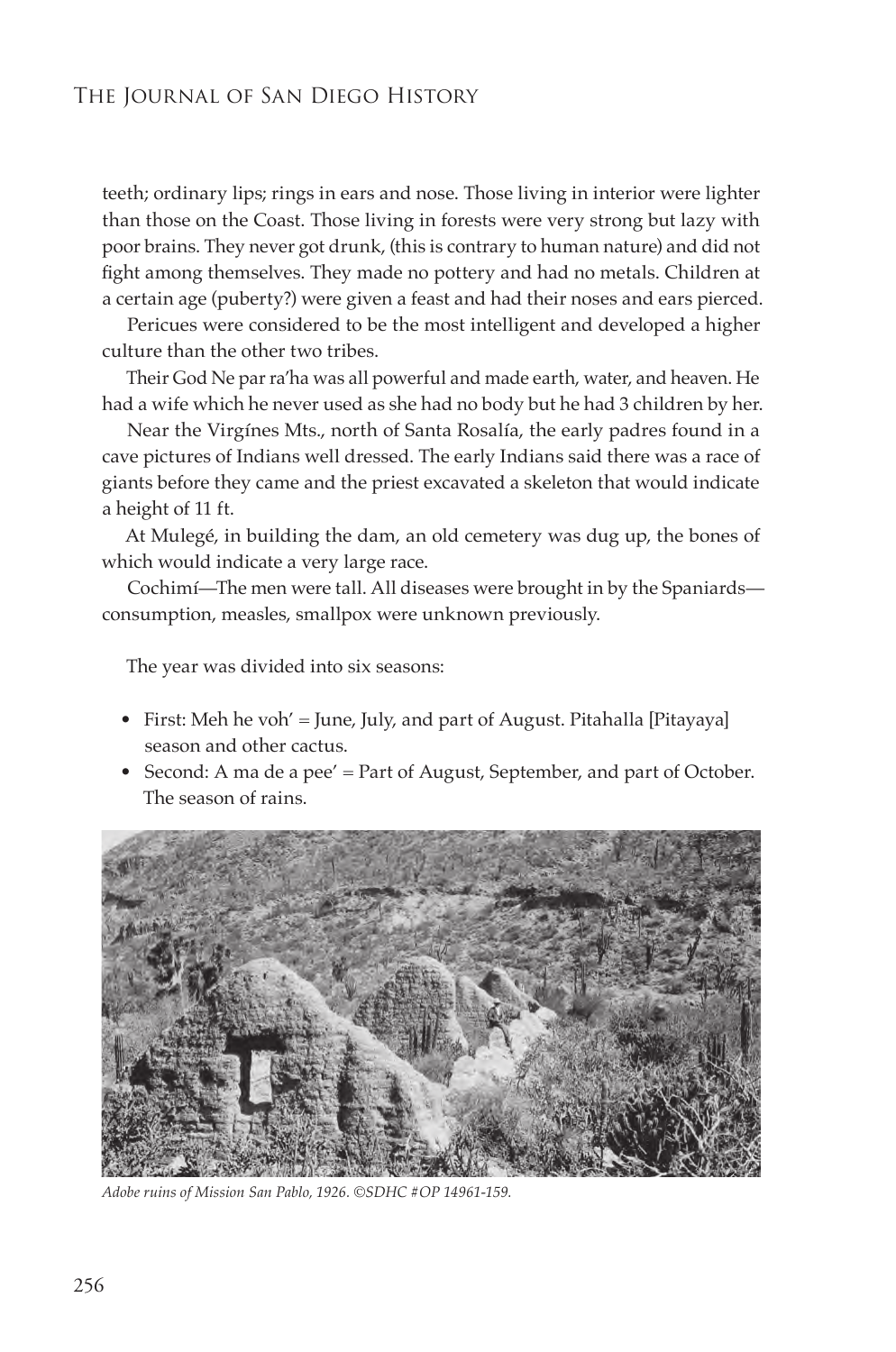teeth; ordinary lips; rings in ears and nose. Those living in interior were lighter than those on the Coast. Those living in forests were very strong but lazy with poor brains. They never got drunk, (this is contrary to human nature) and did not fight among themselves. They made no pottery and had no metals. Children at a certain age (puberty?) were given a feast and had their noses and ears pierced.

Pericues were considered to be the most intelligent and developed a higher culture than the other two tribes.

Their God Ne par ra'ha was all powerful and made earth, water, and heaven. He had a wife which he never used as she had no body but he had 3 children by her.

Near the Virgínes Mts., north of Santa Rosalía, the early padres found in a cave pictures of Indians well dressed. The early Indians said there was a race of giants before they came and the priest excavated a skeleton that would indicate a height of 11 ft.

At Mulegé, in building the dam, an old cemetery was dug up, the bones of which would indicate a very large race.

Cochimí—The men were tall. All diseases were brought in by the Spaniards—consumption, measles, smallpox were unknown previously.

The year was divided into six seasons:

- First: Meh he voh' = June, July, and part of August. Pitahalla [Pitayaya] season and other cactus.
- Second: A ma de a pee' = Part of August, September, and part of October. The season of rains.

*Adobe ruins of Mission San Pablo, 1926. ©SDHC #OP 14961-159.*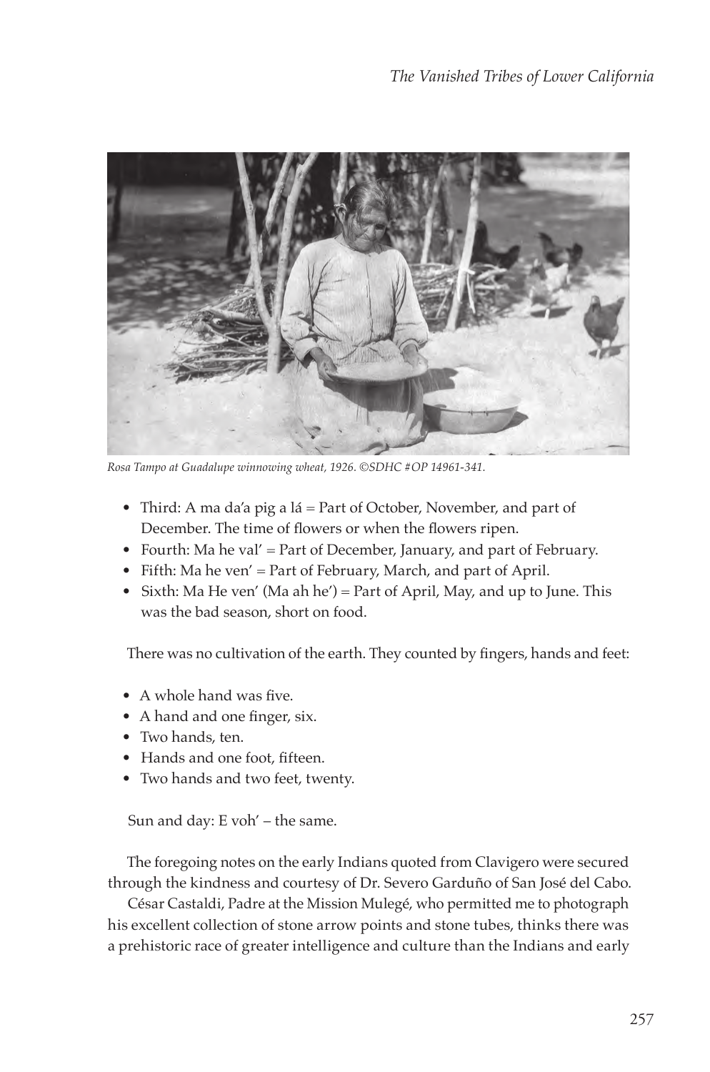*Rosa Tampo at Guadalupe winnowing wheat, 1926. ©SDHC #OP 14961-341.*

- Third: A ma da'a pig a lá = Part of October, November, and part of December. The time of flowers or when the flowers ripen.
- Fourth: Ma he val' = Part of December, January, and part of February.
- Fifth: Ma he ven' = Part of February, March, and part of April.
- Sixth: Ma He ven' (Ma ah he') = Part of April, May, and up to June. This was the bad season, short on food.

There was no cultivation of the earth. They counted by fingers, hands and feet:

- A whole hand was five.
- A hand and one finger, six.
- Two hands, ten.
- Hands and one foot, fifteen.
- Two hands and two feet, twenty.

Sun and day: E voh' – the same.

The foregoing notes on the early Indians quoted from Clavigero were secured through the kindness and courtesy of Dr. Severo Garduño of San José del Cabo.

César Castaldi, Padre at the Mission Mulegé, who permitted me to photograph his excellent collection of stone arrow points and stone tubes, thinks there was a prehistoric race of greater intelligence and culture than the Indians and early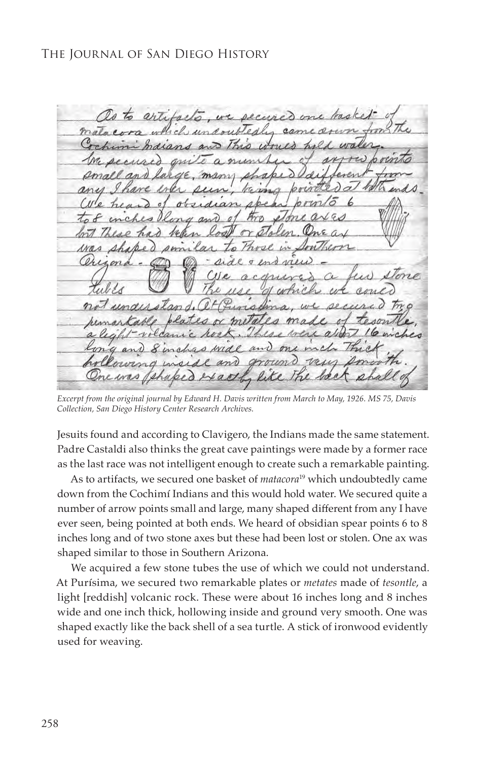*Excerpt from the original journal by Edward H. Davis written from March to May, 1926. MS 75, Davis Collection, San Diego History Center Research Archives.*

Jesuits found and according to Clavigero, the Indians made the same statement. Padre Castaldi also thinks the great cave paintings were made by a former race as the last race was not intelligent enough to create such a remarkable painting.

As to artifacts, we secured one basket of *matacora*[19] which undoubtedly came down from the Cochimí Indians and this would hold water. We secured quite a number of arrow points small and large, many shaped different from any I have ever seen, being pointed at both ends. We heard of obsidian spear points 6 to 8 inches long and of two stone axes but these had been lost or stolen. One ax was shaped similar to those in Southern Arizona.

We acquired a few stone tubes the use of which we could not understand. At Purísima, we secured two remarkable plates or *metates* made of *tesontle*, a light [reddish] volcanic rock. These were about 16 inches long and 8 inches wide and one inch thick, hollowing inside and ground very smooth. One was shaped exactly like the back shell of a sea turtle. A stick of ironwood evidently used for weaving.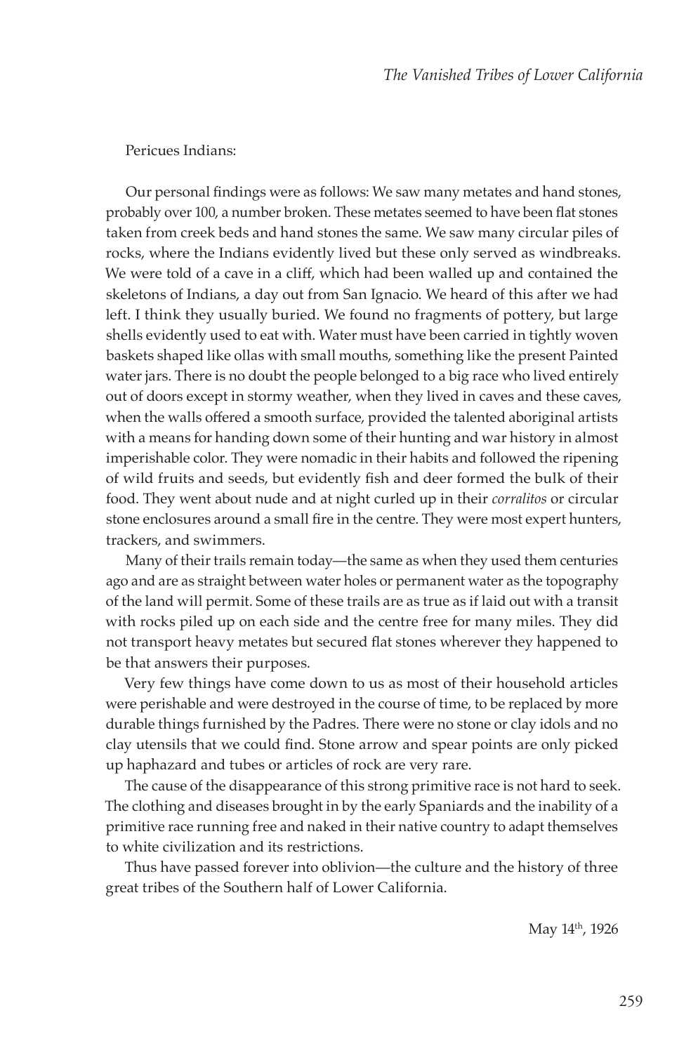Pericues Indians:

Our personal findings were as follows: We saw many metates and hand stones, probably over 100, a number broken. These metates seemed to have been flat stones taken from creek beds and hand stones the same. We saw many circular piles of rocks, where the Indians evidently lived but these only served as windbreaks. We were told of a cave in a cliff, which had been walled up and contained the skeletons of Indians, a day out from San Ignacio. We heard of this after we had left. I think they usually buried. We found no fragments of pottery, but large shells evidently used to eat with. Water must have been carried in tightly woven baskets shaped like ollas with small mouths, something like the present Painted water jars. There is no doubt the people belonged to a big race who lived entirely out of doors except in stormy weather, when they lived in caves and these caves, when the walls offered a smooth surface, provided the talented aboriginal artists with a means for handing down some of their hunting and war history in almost imperishable color. They were nomadic in their habits and followed the ripening of wild fruits and seeds, but evidently fish and deer formed the bulk of their food. They went about nude and at night curled up in their *corralitos* or circular stone enclosures around a small fire in the centre. They were most expert hunters, trackers, and swimmers.

Many of their trails remain today—the same as when they used them centuries ago and are as straight between water holes or permanent water as the topography of the land will permit. Some of these trails are as true as if laid out with a transit with rocks piled up on each side and the centre free for many miles. They did not transport heavy metates but secured flat stones wherever they happened to be that answers their purposes.

Very few things have come down to us as most of their household articles were perishable and were destroyed in the course of time, to be replaced by more durable things furnished by the Padres. There were no stone or clay idols and no clay utensils that we could find. Stone arrow and spear points are only picked up haphazard and tubes or articles of rock are very rare.

The cause of the disappearance of this strong primitive race is not hard to seek. The clothing and diseases brought in by the early Spaniards and the inability of a primitive race running free and naked in their native country to adapt themselves to white civilization and its restrictions.

Thus have passed forever into oblivion—the culture and the history of three great tribes of the Southern half of Lower California.

May 14th, 1926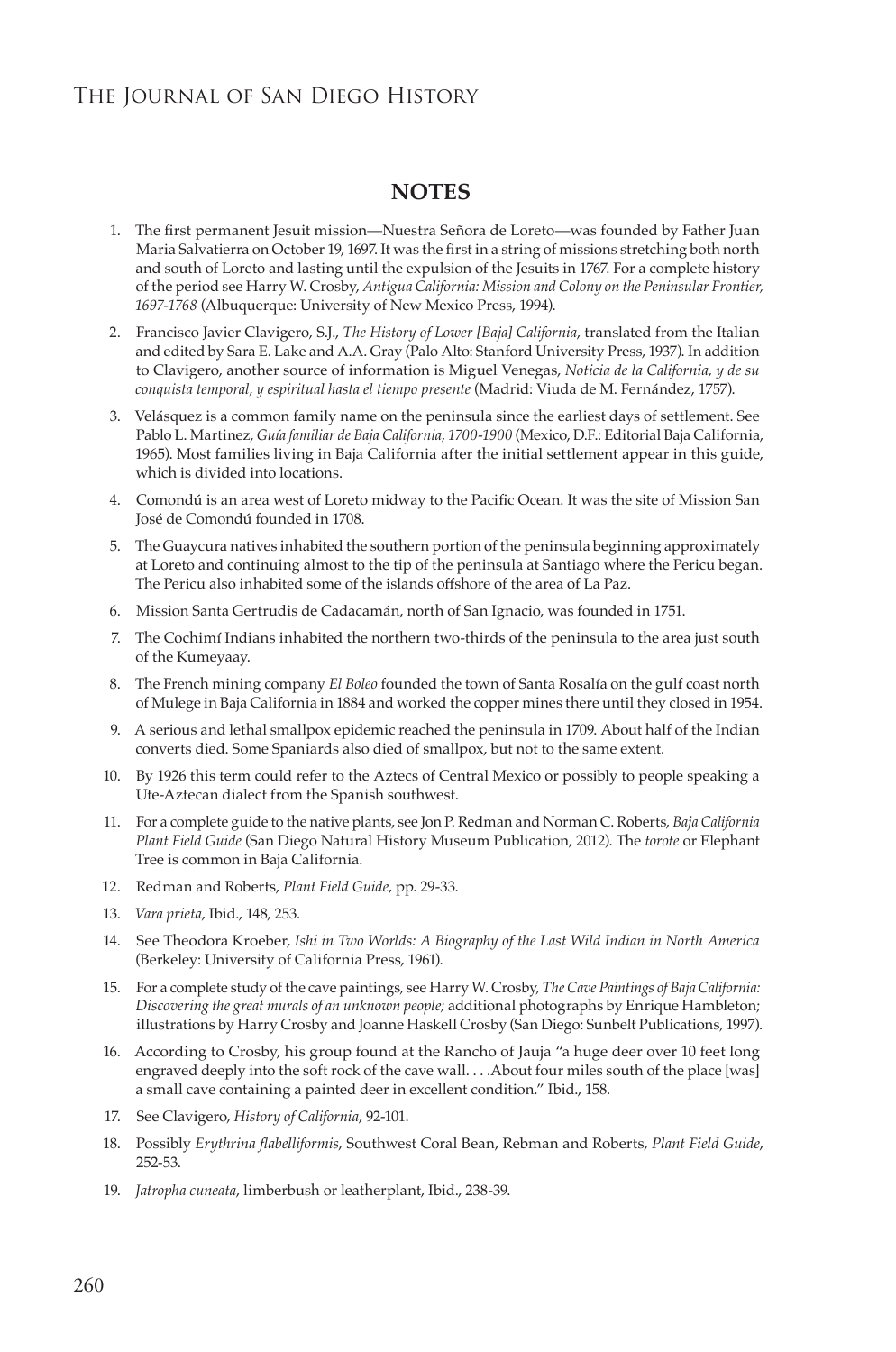## NOTES

1. The first permanent Jesuit mission—Nuestra Señora de Loreto—was founded by Father Juan Maria Salvatierra on October 19, 1697. It was the first in a string of missions stretching both north and south of Loreto and lasting until the expulsion of the Jesuits in 1767. For a complete history of the period see Harry W. Crosby, *Antigua California: Mission and Colony on the Peninsular Frontier, 1697-1768* (Albuquerque: University of New Mexico Press, 1994).
2. Francisco Javier Clavigero, S.J., *The History of Lower [Baja] California*, translated from the Italian and edited by Sara E. Lake and A.A. Gray (Palo Alto: Stanford University Press, 1937). In addition to Clavigero, another source of information is Miguel Venegas, *Noticia de la California, y de su conquista temporal, y espiritual hasta el tiempo presente* (Madrid: Viuda de M. Fernández, 1757).
3. Velásquez is a common family name on the peninsula since the earliest days of settlement. See Pablo L. Martinez, *Guía familiar de Baja California, 1700-1900* (Mexico, D.F.: Editorial Baja California, 1965). Most families living in Baja California after the initial settlement appear in this guide, which is divided into locations.
4. Comondú is an area west of Loreto midway to the Pacific Ocean. It was the site of Mission San José de Comondú founded in 1708.
5. The Guaycura natives inhabited the southern portion of the peninsula beginning approximately at Loreto and continuing almost to the tip of the peninsula at Santiago where the Pericu began. The Pericu also inhabited some of the islands offshore of the area of La Paz.
6. Mission Santa Gertrudis de Cadacamán, north of San Ignacio, was founded in 1751.
7. The Cochimí Indians inhabited the northern two-thirds of the peninsula to the area just south of the Kumeyaay.
8. The French mining company *El Boleo* founded the town of Santa Rosalía on the gulf coast north of Mulege in Baja California in 1884 and worked the copper mines there until they closed in 1954.
9. A serious and lethal smallpox epidemic reached the peninsula in 1709. About half of the Indian converts died. Some Spaniards also died of smallpox, but not to the same extent.
10. By 1926 this term could refer to the Aztecs of Central Mexico or possibly to people speaking a Ute-Aztecan dialect from the Spanish southwest.
11. For a complete guide to the native plants, see Jon P. Redman and Norman C. Roberts, *Baja California Plant Field Guide* (San Diego Natural History Museum Publication, 2012). The *torote* or Elephant Tree is common in Baja California.
12. Redman and Roberts, *Plant Field Guide*, pp. 29-33.
13. *Vara prieta*, Ibid., 148, 253.
14. See Theodora Kroeber, *Ishi in Two Worlds: A Biography of the Last Wild Indian in North America* (Berkeley: University of California Press, 1961).
15. For a complete study of the cave paintings, see Harry W. Crosby, *The Cave Paintings of Baja California: Discovering the great murals of an unknown people;* additional photographs by Enrique Hambleton; illustrations by Harry Crosby and Joanne Haskell Crosby (San Diego: Sunbelt Publications, 1997).
16. According to Crosby, his group found at the Rancho of Jauja "a huge deer over 10 feet long engraved deeply into the soft rock of the cave wall. . . .About four miles south of the place [was] a small cave containing a painted deer in excellent condition." Ibid., 158.
17. See Clavigero, *History of California*, 92-101.
18. Possibly *Erythrina flabelliformis*, Southwest Coral Bean, Rebman and Roberts, *Plant Field Guide*, 252-53.
19. *Jatropha cuneata*, limberbush or leatherplant, Ibid., 238-39.